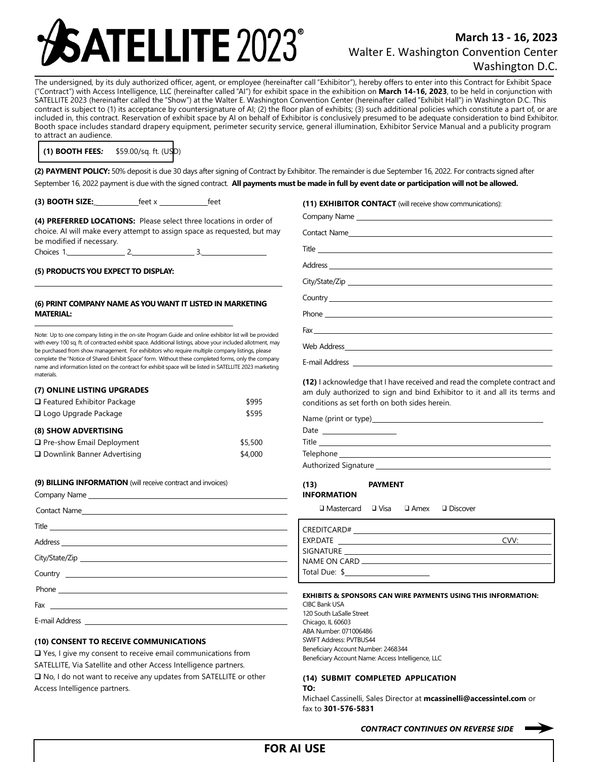# SATELLITE 2023®

**March 13 - 16, 2023**
Walter E. Washington Convention Center
Washington D.C.

The undersigned, by its duly authorized officer, agent, or employee (hereinafter call "Exhibitor"), hereby offers to enter into this Contract for Exhibit Space ("Contract") with Access Intelligence, LLC (hereinafter called "AI") for exhibit space in the exhibition on **March 14-16, 2023**, to be held in conjunction with SATELLITE 2023 (hereinafter called the "Show") at the Walter E. Washington Convention Center (hereinafter called "Exhibit Hall") in Washington D.C. This contract is subject to (1) its acceptance by countersignature of AI; (2) the floor plan of exhibits; (3) such additional policies which constitute a part of, or are included in, this contract. Reservation of exhibit space by AI on behalf of Exhibitor is conclusively presumed to be adequate consideration to bind Exhibitor. Booth space includes standard drapery equipment, perimeter security service, general illumination, Exhibitor Service Manual and a publicity program to attract an audience.

**(1) BOOTH FEES:** $59.00/sq. ft. (USD)

**(2) PAYMENT POLICY:** 50% deposit is due 30 days after signing of Contract by Exhibitor. The remainder is due September 16, 2022. For contracts signed after September 16, 2022 payment is due with the signed contract. **All payments must be made in full by event date or participation will not be allowed.**

**(3) BOOTH SIZE:** ____________ feet x ____________ feet

**(4) PREFERRED LOCATIONS:** Please select three locations in order of choice. AI will make every attempt to assign space as requested, but may be modified if necessary.
Choices 1. ____________ 2. ____________ 3. ____________

**(5) PRODUCTS YOU EXPECT TO DISPLAY:**

______________________________

**(6) PRINT COMPANY NAME AS YOU WANT IT LISTED IN MARKETING MATERIAL:**

______________________________

Note: Up to one company listing in the on-site Program Guide and online exhibitor list will be provided with every 100 sq. ft. of contracted exhibit space. Additional listings, above your included allotment, may be purchased from show management. For exhibitors who require multiple company listings, please complete the "Notice of Shared Exhibit Space" form. Without these completed forms, only the company name and information listed on the contract for exhibit space will be listed in SATELLITE 2023 marketing materials.

**(7) ONLINE LISTING UPGRADES**

| | |
|---|---|
| ❑ Featured Exhibitor Package | $995 |
| ❑ Logo Upgrade Package | $595 |

**(8) SHOW ADVERTISING**

| | |
|---|---|
| ❑ Pre-show Email Deployment | $5,500 |
| ❑ Downlink Banner Advertising | $4,000 |

**(9) BILLING INFORMATION** (will receive contract and invoices)

Company Name ______________________________
Contact Name ______________________________
Title ______________________________
Address ______________________________
City/State/Zip ______________________________
Country ______________________________
Phone ______________________________
Fax ______________________________
E-mail Address ______________________________

**(10) CONSENT TO RECEIVE COMMUNICATIONS**

❑ Yes, I give my consent to receive email communications from SATELLITE, Via Satellite and other Access Intelligence partners.
❑ No, I do not want to receive any updates from SATELLITE or other Access Intelligence partners.

**(11) EXHIBITOR CONTACT** (will receive show communications):

Company Name ______________________________
Contact Name ______________________________
Title ______________________________
Address ______________________________
City/State/Zip ______________________________
Country ______________________________
Phone ______________________________
Fax ______________________________
Web Address ______________________________
E-mail Address ______________________________

**(12)** I acknowledge that I have received and read the complete contract and am duly authorized to sign and bind Exhibitor to it and all its terms and conditions as set forth on both sides herein.

Name (print or type) ______________________________
Date ____________
Title ______________________________
Telephone ______________________________
Authorized Signature ______________________________

**(13) PAYMENT INFORMATION**

❑ Mastercard ❑ Visa ❑ Amex ❑ Discover

CREDITCARD# ______________________________
EXP.DATE ______________________ CVV: ________
SIGNATURE ______________________________
NAME ON CARD ______________________________
Total Due: $ ____________

**EXHIBITS & SPONSORS CAN WIRE PAYMENTS USING THIS INFORMATION:**
CIBC Bank USA
120 South LaSalle Street
Chicago, IL 60603
ABA Number: 071006486
SWIFT Address: PVTBUS44
Beneficiary Account Number: 2468344
Beneficiary Account Name: Access Intelligence, LLC

**(14) SUBMIT COMPLETED APPLICATION TO:**
Michael Cassinelli, Sales Director at **mcassinelli@accessintel.com** or fax to **301-576-5831**

***CONTRACT CONTINUES ON REVERSE SIDE*** ➡

**FOR AI USE**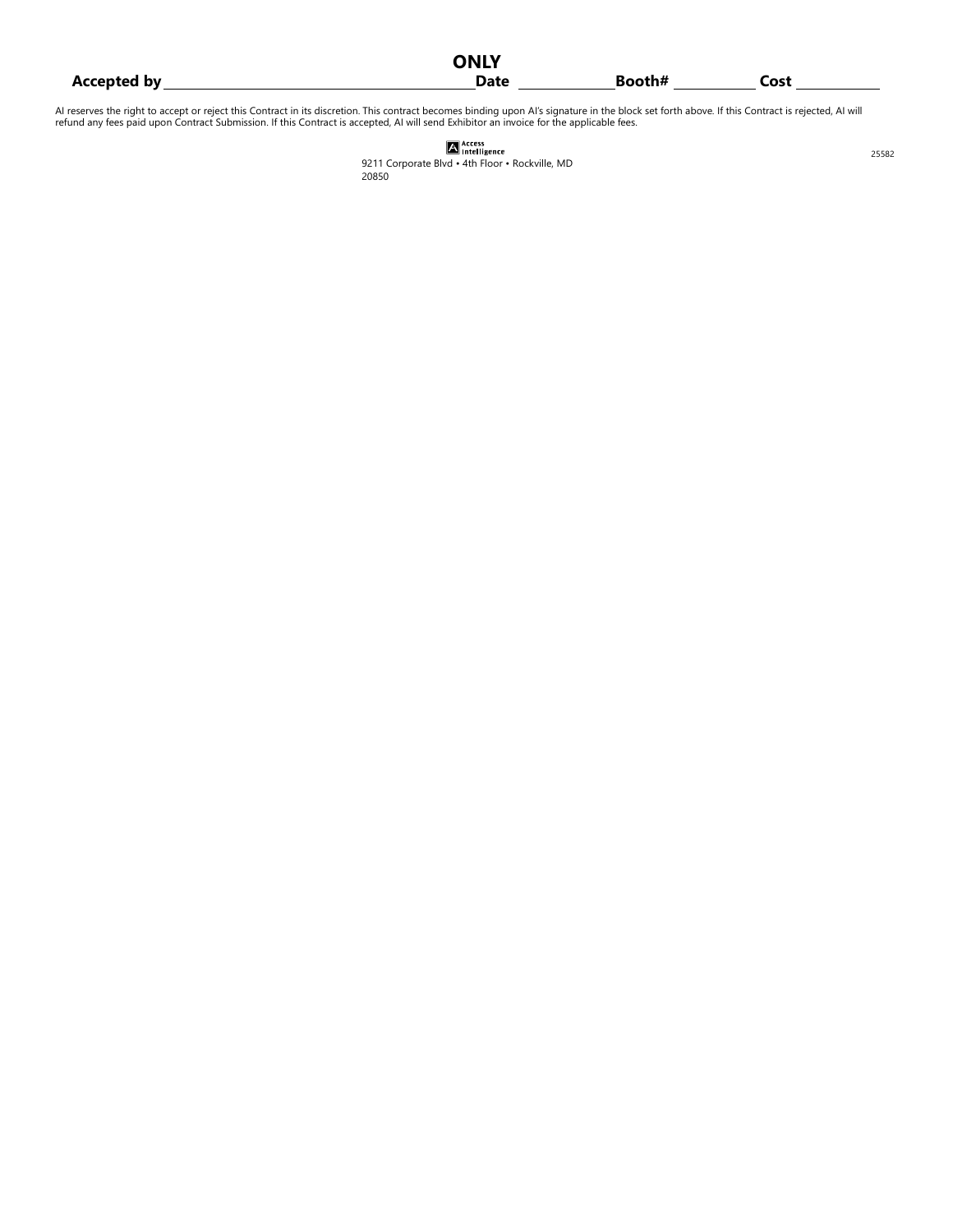**ONLY**

**Accepted by** \_\_\_\_\_\_\_\_\_\_\_\_\_\_\_\_\_\_\_\_ **Date** \_\_\_\_\_\_\_\_\_\_ **Booth#** \_\_\_\_\_\_\_\_\_\_ **Cost** \_\_\_\_\_\_\_\_\_\_

AI reserves the right to accept or reject this Contract in its discretion. This contract becomes binding upon AI's signature in the block set forth above. If this Contract is rejected, AI will refund any fees paid upon Contract Submission. If this Contract is accepted, AI will send Exhibitor an invoice for the applicable fees.

Access Intelligence

9211 Corporate Blvd • 4th Floor • Rockville, MD 20850

25582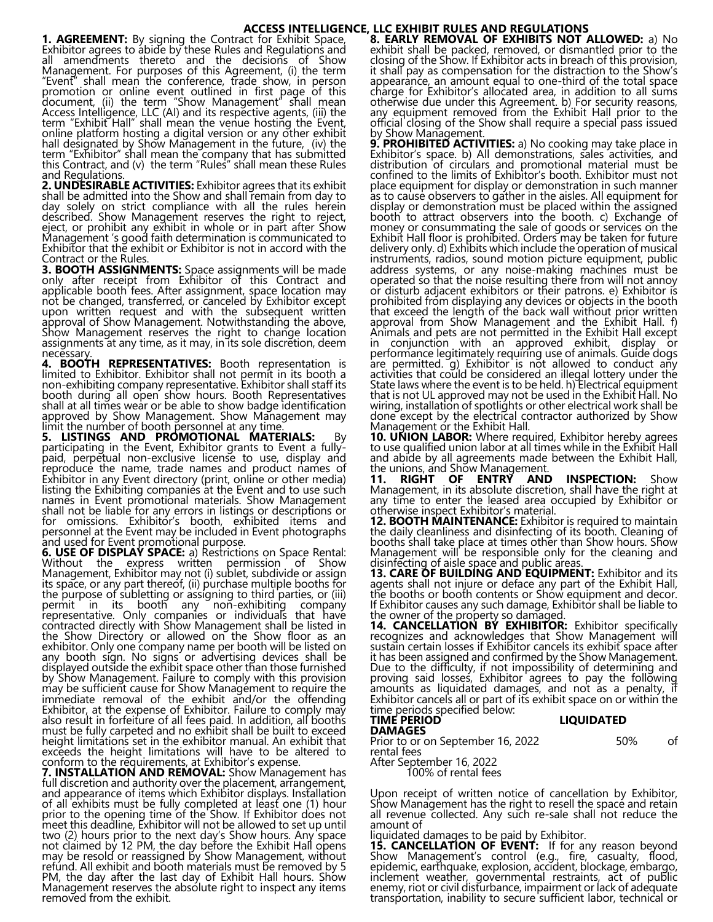# ACCESS INTELLIGENCE, LLC EXHIBIT RULES AND REGULATIONS

**1. AGREEMENT:** By signing the Contract for Exhibit Space, Exhibitor agrees to abide by these Rules and Regulations and all amendments thereto and the decisions of Show Management. For purposes of this Agreement, (i) the term "Event" shall mean the conference, trade show, in person promotion or online event outlined in first page of this document, (ii) the term "Show Management" shall mean Access Intelligence, LLC (AI) and its respective agents, (iii) the term "Exhibit Hall" shall mean the venue hosting the Event, online platform hosting a digital version or any other exhibit hall designated by Show Management in the future, (iv) the term "Exhibitor" shall mean the company that has submitted this Contract, and (v) the term "Rules" shall mean these Rules and Regulations.

**2. UNDESIRABLE ACTIVITIES:** Exhibitor agrees that its exhibit shall be admitted into the Show and shall remain from day to day solely on strict compliance with all the rules herein described. Show Management reserves the right to reject, eject, or prohibit any exhibit in whole or in part after Show Management 's good faith determination is communicated to Exhibitor that the exhibit or Exhibitor is not in accord with the Contract or the Rules.

**3. BOOTH ASSIGNMENTS:** Space assignments will be made only after receipt from Exhibitor of this Contract and applicable booth fees. After assignment, space location may not be changed, transferred, or canceled by Exhibitor except upon written request and with the subsequent written approval of Show Management. Notwithstanding the above, Show Management reserves the right to change location assignments at any time, as it may, in its sole discretion, deem necessary.

**4. BOOTH REPRESENTATIVES:** Booth representation is limited to Exhibitor. Exhibitor shall not permit in its booth a non-exhibiting company representative. Exhibitor shall staff its booth during all open show hours. Booth Representatives shall at all times wear or be able to show badge identification approved by Show Management. Show Management may limit the number of booth personnel at any time.

**5. LISTINGS AND PROMOTIONAL MATERIALS:** By participating in the Event, Exhibitor grants to Event a fully-paid, perpetual non-exclusive license to use, display and reproduce the name, trade names and product names of Exhibitor in any Event directory (print, online or other media) listing the Exhibiting companies at the Event and to use such names in Event promotional materials. Show Management shall not be liable for any errors in listings or descriptions or for omissions. Exhibitor's booth, exhibited items and personnel at the Event may be included in Event photographs and used for Event promotional purpose.

**6. USE OF DISPLAY SPACE:** a) Restrictions on Space Rental: Without the express written permission of Show Management, Exhibitor may not (i) sublet, subdivide or assign its space, or any part thereof, (ii) purchase multiple booths for the purpose of subletting or assigning to third parties, or (iii) permit in its booth any non-exhibiting company representative. Only companies or individuals that have contracted directly with Show Management shall be listed in the Show Directory or allowed on the Show floor as an exhibitor. Only one company name per booth will be listed on any booth sign. No signs or advertising devices shall be displayed outside the exhibit space other than those furnished by Show Management. Failure to comply with this provision may be sufficient cause for Show Management to require the immediate removal of the exhibit and/or the offending Exhibitor, at the expense of Exhibitor. Failure to comply may also result in forfeiture of all fees paid. In addition, all booths must be fully carpeted and no exhibit shall be built to exceed height limitations set in the exhibitor manual. An exhibit that exceeds the height limitations will have to be altered to conform to the requirements, at Exhibitor's expense.

**7. INSTALLATION AND REMOVAL:** Show Management has full discretion and authority over the placement, arrangement, and appearance of items which Exhibitor displays. Installation of all exhibits must be fully completed at least one (1) hour prior to the opening time of the Show. If Exhibitor does not meet this deadline, Exhibitor will not be allowed to set up until two (2) hours prior to the next day's Show hours. Any space not claimed by 12 PM, the day before the Exhibit Hall opens may be resold or reassigned by Show Management, without refund. All exhibit and booth materials must be removed by 5 PM, the day after the last day of Exhibit Hall hours. Show Management reserves the absolute right to inspect any items removed from the exhibit.

**8. EARLY REMOVAL OF EXHIBITS NOT ALLOWED:** a) No exhibit shall be packed, removed, or dismantled prior to the closing of the Show. If Exhibitor acts in breach of this provision, it shall pay as compensation for the distraction to the Show's appearance, an amount equal to one-third of the total space charge for Exhibitor's allocated area, in addition to all sums otherwise due under this Agreement. b) For security reasons, any equipment removed from the Exhibit Hall prior to the official closing of the Show shall require a special pass issued by Show Management.

**9. PROHIBITED ACTIVITIES:** a) No cooking may take place in Exhibitor's space. b) All demonstrations, sales activities, and distribution of circulars and promotional material must be confined to the limits of Exhibitor's booth. Exhibitor must not place equipment for display or demonstration in such manner as to cause observers to gather in the aisles. All equipment for display or demonstration must be placed within the assigned booth to attract observers into the booth. c) Exchange of money or consummating the sale of goods or services on the Exhibit Hall floor is prohibited. Orders may be taken for future delivery only. d) Exhibits which include the operation of musical instruments, radios, sound motion picture equipment, public address systems, or any noise-making machines must be operated so that the noise resulting there from will not annoy or disturb adjacent exhibitors or their patrons. e) Exhibitor is prohibited from displaying any devices or objects in the booth that exceed the length of the back wall without prior written approval from Show Management and the Exhibit Hall. f) Animals and pets are not permitted in the Exhibit Hall except in conjunction with an approved exhibit, display or performance legitimately requiring use of animals. Guide dogs are permitted. g) Exhibitor is not allowed to conduct any activities that could be considered an illegal lottery under the State laws where the event is to be held. h) Electrical equipment that is not UL approved may not be used in the Exhibit Hall. No wiring, installation of spotlights or other electrical work shall be done except by the electrical contractor authorized by Show Management or the Exhibit Hall.

**10. UNION LABOR:** Where required, Exhibitor hereby agrees to use qualified union labor at all times while in the Exhibit Hall and abide by all agreements made between the Exhibit Hall, the unions, and Show Management.

**11. RIGHT OF ENTRY AND INSPECTION:** Show Management, in its absolute discretion, shall have the right at any time to enter the leased area occupied by Exhibitor or otherwise inspect Exhibitor's material.

**12. BOOTH MAINTENANCE:** Exhibitor is required to maintain the daily cleanliness and disinfecting of its booth. Cleaning of booths shall take place at times other than Show hours. Show Management will be responsible only for the cleaning and disinfecting of aisle space and public areas.

**13. CARE OF BUILDING AND EQUIPMENT:** Exhibitor and its agents shall not injure or deface any part of the Exhibit Hall, the booths or booth contents or Show equipment and decor. If Exhibitor causes any such damage, Exhibitor shall be liable to the owner of the property so damaged.

**14. CANCELLATION BY EXHIBITOR:** Exhibitor specifically recognizes and acknowledges that Show Management will sustain certain losses if Exhibitor cancels its exhibit space after it has been assigned and confirmed by the Show Management. Due to the difficulty, if not impossibility of determining and proving said losses, Exhibitor agrees to pay the following amounts as liquidated damages, and not as a penalty, if Exhibitor cancels all or part of its exhibit space on or within the time periods specified below:

| TIME PERIOD | LIQUIDATED DAMAGES |
| --- | --- |
| Prior to or on September 16, 2022 | 50% of rental fees |
| After September 16, 2022 | 100% of rental fees |

Upon receipt of written notice of cancellation by Exhibitor, Show Management has the right to resell the space and retain all revenue collected. Any such re-sale shall not reduce the amount of liquidated damages to be paid by Exhibitor.

**15. CANCELLATION OF EVENT:** If for any reason beyond Show Management's control (e.g., fire, casualty, flood, epidemic, earthquake, explosion, accident, blockage, embargo, inclement weather, governmental restraints, act of public enemy, riot or civil disturbance, impairment or lack of adequate transportation, inability to secure sufficient labor, technical or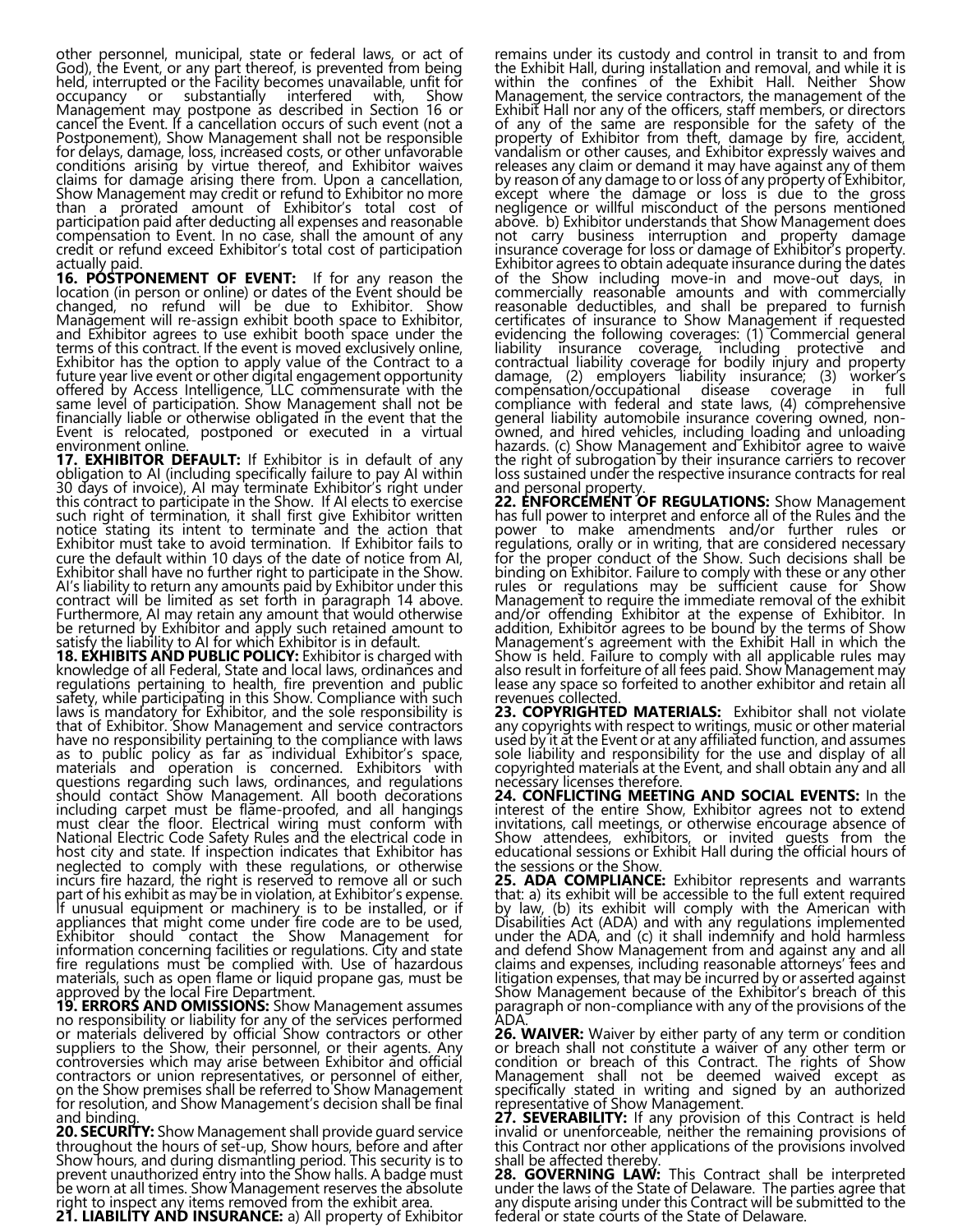other personnel, municipal, state or federal laws, or act of God), the Event, or any part thereof, is prevented from being held, interrupted or the Facility becomes unavailable, unfit for occupancy or substantially interfered with, Show Management may postpone as described in Section 16 or cancel the Event. If a cancellation occurs of such event (not a Postponement), Show Management shall not be responsible for delays, damage, loss, increased costs, or other unfavorable conditions arising by virtue thereof, and Exhibitor waives claims for damage arising there from. Upon a cancellation, Show Management may credit or refund to Exhibitor no more than a prorated amount of Exhibitor's total cost of participation paid after deducting all expenses and reasonable compensation to Event. In no case, shall the amount of any credit or refund exceed Exhibitor's total cost of participation actually paid.

**16. POSTPONEMENT OF EVENT:** If for any reason the location (in person or online) or dates of the Event should be changed, no refund will be due to Exhibitor. Show Management will re-assign exhibit booth space to Exhibitor, and Exhibitor agrees to use exhibit booth space under the terms of this contract. If the event is moved exclusively online, Exhibitor has the option to apply value of the Contract to a future year live event or other digital engagement opportunity offered by Access Intelligence, LLC commensurate with the same level of participation. Show Management shall not be financially liable or otherwise obligated in the event that the Event is relocated, postponed or executed in a virtual environment online.

**17. EXHIBITOR DEFAULT:** If Exhibitor is in default of any obligation to AI (including specifically failure to pay AI within 30 days of invoice), AI may terminate Exhibitor's right under this contract to participate in the Show. If AI elects to exercise such right of termination, it shall first give Exhibitor written notice stating its intent to terminate and the action that Exhibitor must take to avoid termination. If Exhibitor fails to cure the default within 10 days of the date of notice from AI, Exhibitor shall have no further right to participate in the Show. AI's liability to return any amounts paid by Exhibitor under this contract will be limited as set forth in paragraph 14 above. Furthermore, AI may retain any amount that would otherwise be returned by Exhibitor and apply such retained amount to satisfy the liability to AI for which Exhibitor is in default.

**18. EXHIBITS AND PUBLIC POLICY:** Exhibitor is charged with knowledge of all Federal, State and local laws, ordinances and regulations pertaining to health, fire prevention and public safety, while participating in this Show. Compliance with such laws is mandatory for Exhibitor, and the sole responsibility is that of Exhibitor. Show Management and service contractors have no responsibility pertaining to the compliance with laws as to public policy as far as individual Exhibitor's space, materials and operation is concerned. Exhibitors with questions regarding such laws, ordinances, and regulations should contact Show Management. All booth decorations including carpet must be flame-proofed, and all hangings must clear the floor. Electrical wiring must conform with National Electric Code Safety Rules and the electrical code in host city and state. If inspection indicates that Exhibitor has neglected to comply with these regulations, or otherwise incurs fire hazard, the right is reserved to remove all or such part of his exhibit as may be in violation, at Exhibitor's expense. If unusual equipment or machinery is to be installed, or if appliances that might come under fire code are to be used, Exhibitor should contact the Show Management for information concerning facilities or regulations. City and state fire regulations must be complied with. Use of hazardous materials, such as open flame or liquid propane gas, must be approved by the local Fire Department.

**19. ERRORS AND OMISSIONS:** Show Management assumes no responsibility or liability for any of the services performed or materials delivered by official Show contractors or other suppliers to the Show, their personnel, or their agents. Any controversies which may arise between Exhibitor and official contractors or union representatives, or personnel of either, on the Show premises shall be referred to Show Management for resolution, and Show Management's decision shall be final and binding.

**20. SECURITY:** Show Management shall provide guard service throughout the hours of set-up, Show hours, before and after Show hours, and during dismantling period. This security is to prevent unauthorized entry into the Show halls. A badge must be worn at all times. Show Management reserves the absolute right to inspect any items removed from the exhibit area.

**21. LIABILITY AND INSURANCE:** a) All property of Exhibitor remains under its custody and control in transit to and from the Exhibit Hall, during installation and removal, and while it is within the confines of the Exhibit Hall. Neither Show Management, the service contractors, the management of the Exhibit Hall nor any of the officers, staff members, or directors of any of the same are responsible for the safety of the property of Exhibitor from theft, damage by fire, accident, vandalism or other causes, and Exhibitor expressly waives and releases any claim or demand it may have against any of them by reason of any damage to or loss of any property of Exhibitor, except where the damage or loss is due to the gross negligence or willful misconduct of the persons mentioned above. b) Exhibitor understands that Show Management does not carry business interruption and property damage insurance coverage for loss or damage of Exhibitor's property. Exhibitor agrees to obtain adequate insurance during the dates of the Show including move-in and move-out days, in commercially reasonable amounts and with commercially reasonable deductibles, and shall be prepared to furnish certificates of insurance to Show Management if requested evidencing the following coverages: (1) Commercial general liability insurance coverage, including protective and contractual liability coverage for bodily injury and property damage, (2) employers liability insurance; (3) worker's compensation/occupational disease coverage in full compliance with federal and state laws, (4) comprehensive general liability automobile insurance covering owned, non-owned, and hired vehicles, including loading and unloading hazards. (c) Show Management and Exhibitor agree to waive the right of subrogation by their insurance carriers to recover loss sustained under the respective insurance contracts for real and personal property.

**22. ENFORCEMENT OF REGULATIONS:** Show Management has full power to interpret and enforce all of the Rules and the power to make amendments and/or further rules or regulations, orally or in writing, that are considered necessary for the proper conduct of the Show. Such decisions shall be binding on Exhibitor. Failure to comply with these or any other rules or regulations may be sufficient cause for Show Management to require the immediate removal of the exhibit and/or offending Exhibitor at the expense of Exhibitor. In addition, Exhibitor agrees to be bound by the terms of Show Management's agreement with the Exhibit Hall in which the Show is held. Failure to comply with all applicable rules may also result in forfeiture of all fees paid. Show Management may lease any space so forfeited to another exhibitor and retain all revenues collected.

**23. COPYRIGHTED MATERIALS:** Exhibitor shall not violate any copyrights with respect to writings, music or other material used by it at the Event or at any affiliated function, and assumes sole liability and responsibility for the use and display of all copyrighted materials at the Event, and shall obtain any and all necessary licenses therefore.

**24. CONFLICTING MEETING AND SOCIAL EVENTS:** In the interest of the entire Show, Exhibitor agrees not to extend invitations, call meetings, or otherwise encourage absence of Show attendees, exhibitors, or invited guests from the educational sessions or Exhibit Hall during the official hours of the sessions or the Show.

**25. ADA COMPLIANCE:** Exhibitor represents and warrants that: a) its exhibit will be accessible to the full extent required by law, (b) its exhibit will comply with the American with Disabilities Act (ADA) and with any regulations implemented under the ADA, and (c) it shall indemnify and hold harmless and defend Show Management from and against any and all claims and expenses, including reasonable attorneys' fees and litigation expenses, that may be incurred by or asserted against Show Management because of the Exhibitor's breach of this paragraph or non-compliance with any of the provisions of the ADA.

**26. WAIVER:** Waiver by either party of any term or condition or breach shall not constitute a waiver of any other term or condition or breach of this Contract. The rights of Show Management shall not be deemed waived except as specifically stated in writing and signed by an authorized representative of Show Management.

**27. SEVERABILITY:** If any provision of this Contract is held invalid or unenforceable, neither the remaining provisions of this Contract nor other applications of the provisions involved shall be affected thereby.

**28. GOVERNING LAW:** This Contract shall be interpreted under the laws of the State of Delaware. The parties agree that any dispute arising under this Contract will be submitted to the federal or state courts of the State of Delaware.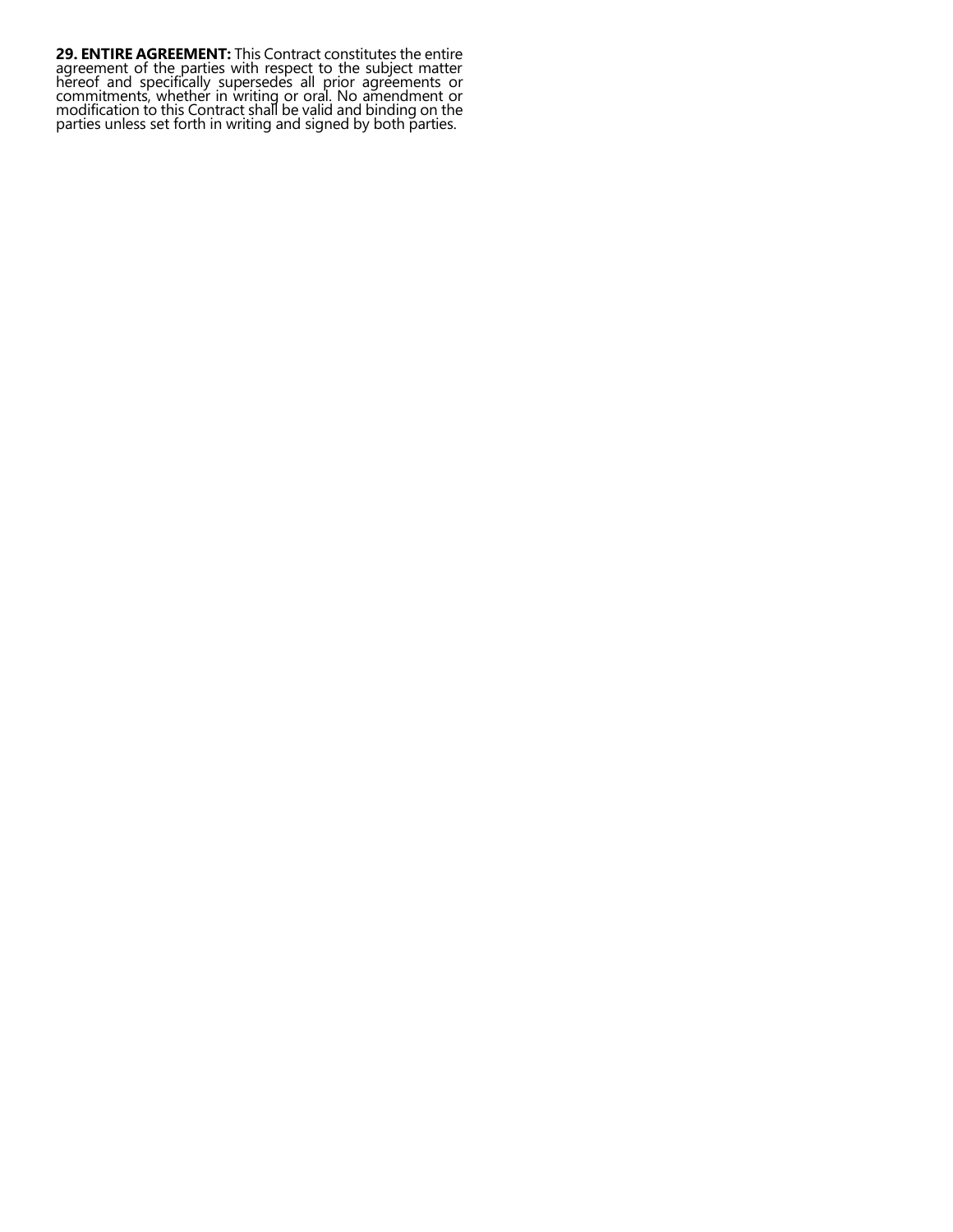**29. ENTIRE AGREEMENT:** This Contract constitutes the entire agreement of the parties with respect to the subject matter hereof and specifically supersedes all prior agreements or commitments, whether in writing or oral. No amendment or modification to this Contract shall be valid and binding on the parties unless set forth in writing and signed by both parties.